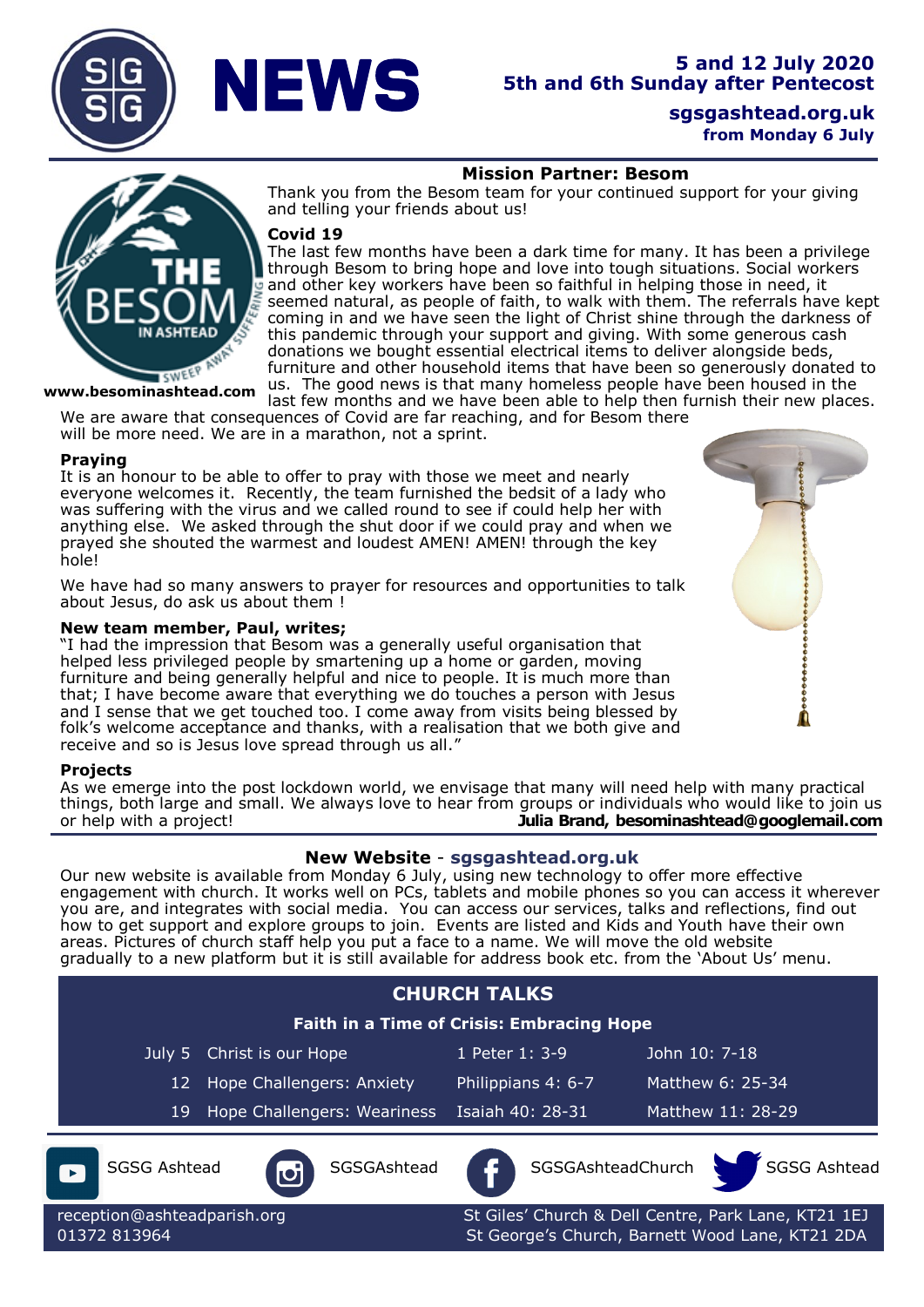# NEWS

**5 and 12 July 2020**
**5th and 6th Sunday after Pentecost**

**sgsgashtead.org.uk**
**from Monday 6 July**

## Mission Partner: Besom

**www.besominashtead.com**

Thank you from the Besom team for your continued support for your giving and telling your friends about us!

### Covid 19

The last few months have been a dark time for many. It has been a privilege through Besom to bring hope and love into tough situations. Social workers and other key workers have been so faithful in helping those in need, it seemed natural, as people of faith, to walk with them. The referrals have kept coming in and we have seen the light of Christ shine through the darkness of this pandemic through your support and giving. With some generous cash donations we bought essential electrical items to deliver alongside beds, furniture and other household items that have been so generously donated to us. The good news is that many homeless people have been housed in the last few months and we have been able to help then furnish their new places. We are aware that consequences of Covid are far reaching, and for Besom there will be more need. We are in a marathon, not a sprint.

### Praying

It is an honour to be able to offer to pray with those we meet and nearly everyone welcomes it. Recently, the team furnished the bedsit of a lady who was suffering with the virus and we called round to see if could help her with anything else. We asked through the shut door if we could pray and when we prayed she shouted the warmest and loudest AMEN! AMEN! through the key hole!

We have had so many answers to prayer for resources and opportunities to talk about Jesus, do ask us about them !

### New team member, Paul, writes;

"I had the impression that Besom was a generally useful organisation that helped less privileged people by smartening up a home or garden, moving furniture and being generally helpful and nice to people. It is much more than that; I have become aware that everything we do touches a person with Jesus and I sense that we get touched too. I come away from visits being blessed by folk's welcome acceptance and thanks, with a realisation that we both give and receive and so is Jesus love spread through us all."

### Projects

As we emerge into the post lockdown world, we envisage that many will need help with many practical things, both large and small. We always love to hear from groups or individuals who would like to join us or help with a project!

**Julia Brand, besominashtead@googlemail.com**

## New Website - sgsgashtead.org.uk

Our new website is available from Monday 6 July, using new technology to offer more effective engagement with church. It works well on PCs, tablets and mobile phones so you can access it wherever you are, and integrates with social media. You can access our services, talks and reflections, find out how to get support and explore groups to join. Events are listed and Kids and Youth have their own areas. Pictures of church staff help you put a face to a name. We will move the old website gradually to a new platform but it is still available for address book etc. from the 'About Us' menu.

## CHURCH TALKS

**Faith in a Time of Crisis: Embracing Hope**

| Date | Talk | Reading 1 | Reading 2 |
|---|---|---|---|
| July 5 | Christ is our Hope | 1 Peter 1: 3-9 | John 10: 7-18 |
| 12 | Hope Challengers: Anxiety | Philippians 4: 6-7 | Matthew 6: 25-34 |
| 19 | Hope Challengers: Weariness | Isaiah 40: 28-31 | Matthew 11: 28-29 |

YouTube: SGSG Ashtead | Instagram: SGSGAshtead | Facebook: SGSGAshteadChurch | Twitter: SGSG Ashtead

reception@ashteadparish.org
01372 813964

St Giles' Church & Dell Centre, Park Lane, KT21 1EJ
St George's Church, Barnett Wood Lane, KT21 2DA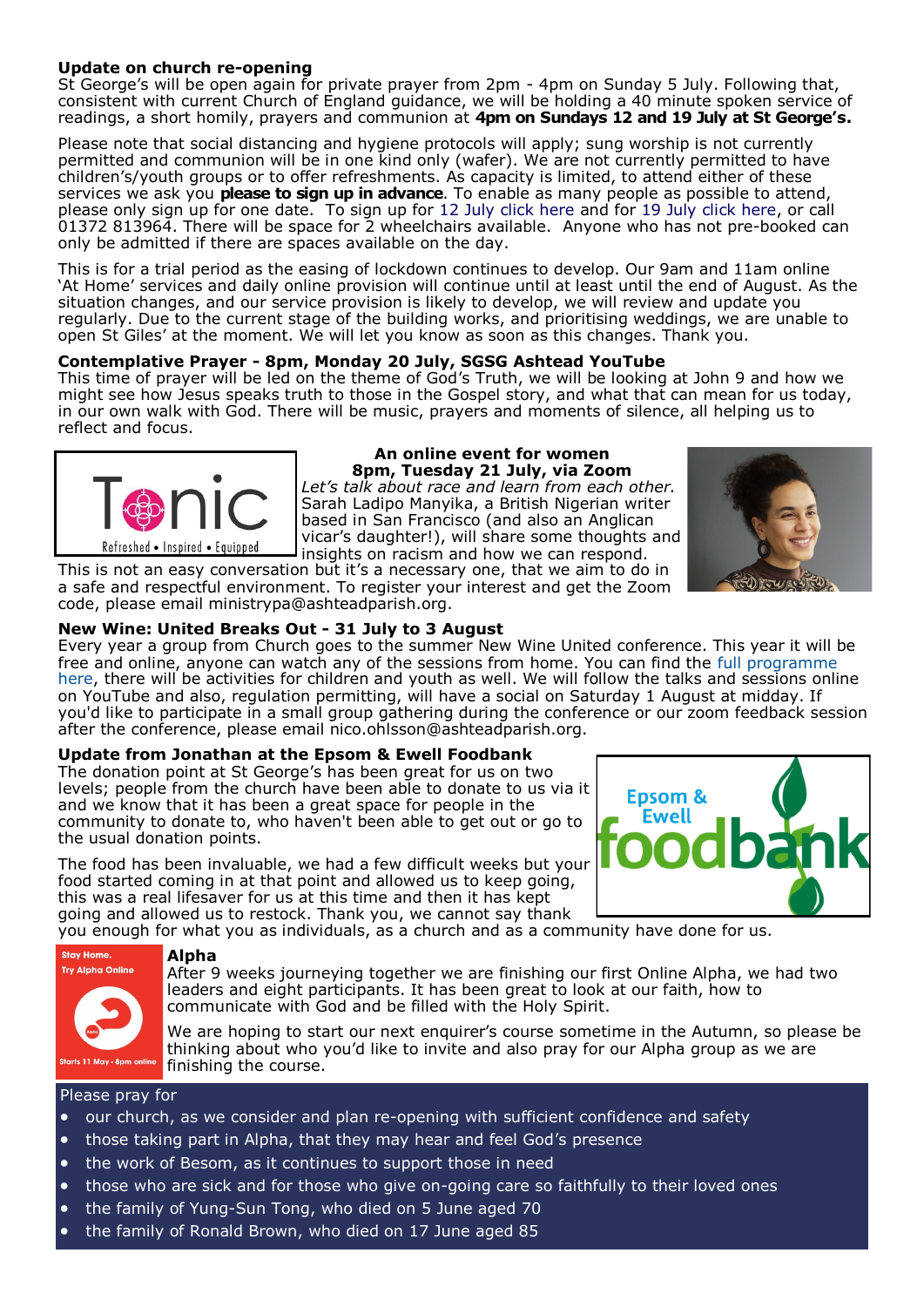## Update on church re-opening

St George's will be open again for private prayer from 2pm - 4pm on Sunday 5 July. Following that, consistent with current Church of England guidance, we will be holding a 40 minute spoken service of readings, a short homily, prayers and communion at **4pm on Sundays 12 and 19 July at St George's.**

Please note that social distancing and hygiene protocols will apply; sung worship is not currently permitted and communion will be in one kind only (wafer). We are not currently permitted to have children's/youth groups or to offer refreshments. As capacity is limited, to attend either of these services we ask you **please to sign up in advance**. To enable as many people as possible to attend, please only sign up for one date. To sign up for 12 July click here and for 19 July click here, or call 01372 813964. There will be space for 2 wheelchairs available. Anyone who has not pre-booked can only be admitted if there are spaces available on the day.

This is for a trial period as the easing of lockdown continues to develop. Our 9am and 11am online 'At Home' services and daily online provision will continue until at least until the end of August. As the situation changes, and our service provision is likely to develop, we will review and update you regularly. Due to the current stage of the building works, and prioritising weddings, we are unable to open St Giles' at the moment. We will let you know as soon as this changes. Thank you.

## Contemplative Prayer - 8pm, Monday 20 July, SGSG Ashtead YouTube

This time of prayer will be led on the theme of God's Truth, we will be looking at John 9 and how we might see how Jesus speaks truth to those in the Gospel story, and what that can mean for us today, in our own walk with God. There will be music, prayers and moments of silence, all helping us to reflect and focus.

Tonic

Refreshed • Inspired • Equipped

**An online event for women**
**8pm, Tuesday 21 July, via Zoom**

*Let's talk about race and learn from each other.* Sarah Ladipo Manyika, a British Nigerian writer based in San Francisco (and also an Anglican vicar's daughter!), will share some thoughts and insights on racism and how we can respond. This is not an easy conversation but it's a necessary one, that we aim to do in a safe and respectful environment. To register your interest and get the Zoom code, please email ministrypa@ashteadparish.org.

## New Wine: United Breaks Out - 31 July to 3 August

Every year a group from Church goes to the summer New Wine United conference. This year it will be free and online, anyone can watch any of the sessions from home. You can find the full programme here, there will be activities for children and youth as well. We will follow the talks and sessions online on YouTube and also, regulation permitting, will have a social on Saturday 1 August at midday. If you'd like to participate in a small group gathering during the conference or our zoom feedback session after the conference, please email nico.ohlsson@ashteadparish.org.

## Update from Jonathan at the Epsom & Ewell Foodbank

The donation point at St George's has been great for us on two levels; people from the church have been able to donate to us via it and we know that it has been a great space for people in the community to donate to, who haven't been able to get out or go to the usual donation points.

The food has been invaluable, we had a few difficult weeks but your food started coming in at that point and allowed us to keep going, this was a real lifesaver for us at this time and then it has kept going and allowed us to restock. Thank you, we cannot say thank you enough for what you as individuals, as a church and as a community have done for us.

Stay Home. Try Alpha Online

Starts 11 May • 8pm online

## Alpha

After 9 weeks journeying together we are finishing our first Online Alpha, we had two leaders and eight participants. It has been great to look at our faith, how to communicate with God and be filled with the Holy Spirit.

We are hoping to start our next enquirer's course sometime in the Autumn, so please be thinking about who you'd like to invite and also pray for our Alpha group as we are finishing the course.

Please pray for

- our church, as we consider and plan re-opening with sufficient confidence and safety
- those taking part in Alpha, that they may hear and feel God's presence
- the work of Besom, as it continues to support those in need
- those who are sick and for those who give on-going care so faithfully to their loved ones
- the family of Yung-Sun Tong, who died on 5 June aged 70
- the family of Ronald Brown, who died on 17 June aged 85